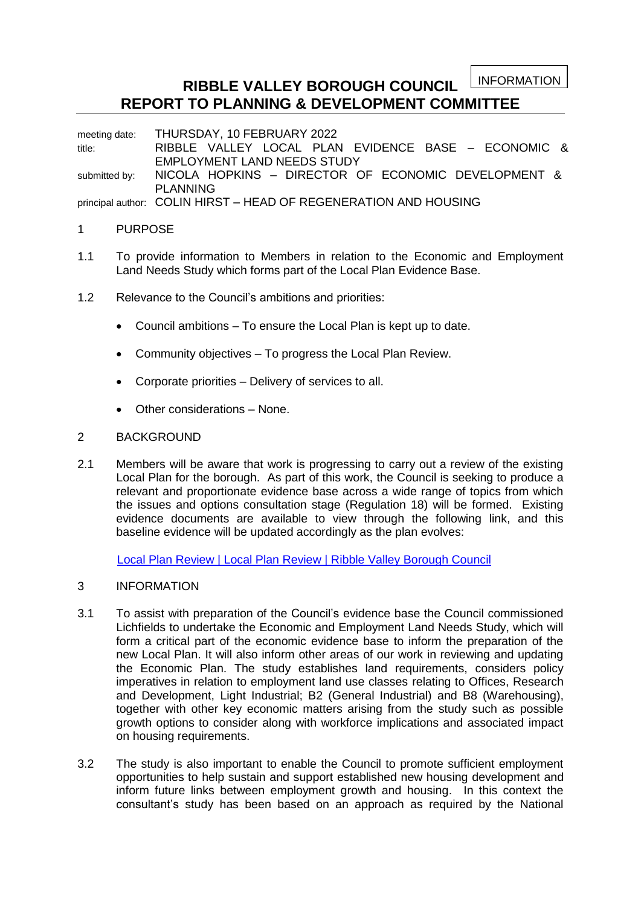INFORMATION

# RIBBLE VALLEY BOROUGH COUNCIL
# REPORT TO PLANNING & DEVELOPMENT COMMITTEE

meeting date: THURSDAY, 10 FEBRUARY 2022
title: RIBBLE VALLEY LOCAL PLAN EVIDENCE BASE – ECONOMIC & EMPLOYMENT LAND NEEDS STUDY
submitted by: NICOLA HOPKINS – DIRECTOR OF ECONOMIC DEVELOPMENT & PLANNING
principal author: COLIN HIRST – HEAD OF REGENERATION AND HOUSING

## 1 PURPOSE

1.1 To provide information to Members in relation to the Economic and Employment Land Needs Study which forms part of the Local Plan Evidence Base.

1.2 Relevance to the Council's ambitions and priorities:

- Council ambitions – To ensure the Local Plan is kept up to date.
- Community objectives – To progress the Local Plan Review.
- Corporate priorities – Delivery of services to all.
- Other considerations – None.

## 2 BACKGROUND

2.1 Members will be aware that work is progressing to carry out a review of the existing Local Plan for the borough. As part of this work, the Council is seeking to produce a relevant and proportionate evidence base across a wide range of topics from which the issues and options consultation stage (Regulation 18) will be formed. Existing evidence documents are available to view through the following link, and this baseline evidence will be updated accordingly as the plan evolves:

Local Plan Review | Local Plan Review | Ribble Valley Borough Council

## 3 INFORMATION

3.1 To assist with preparation of the Council's evidence base the Council commissioned Lichfields to undertake the Economic and Employment Land Needs Study, which will form a critical part of the economic evidence base to inform the preparation of the new Local Plan. It will also inform other areas of our work in reviewing and updating the Economic Plan. The study establishes land requirements, considers policy imperatives in relation to employment land use classes relating to Offices, Research and Development, Light Industrial; B2 (General Industrial) and B8 (Warehousing), together with other key economic matters arising from the study such as possible growth options to consider along with workforce implications and associated impact on housing requirements.

3.2 The study is also important to enable the Council to promote sufficient employment opportunities to help sustain and support established new housing development and inform future links between employment growth and housing. In this context the consultant's study has been based on an approach as required by the National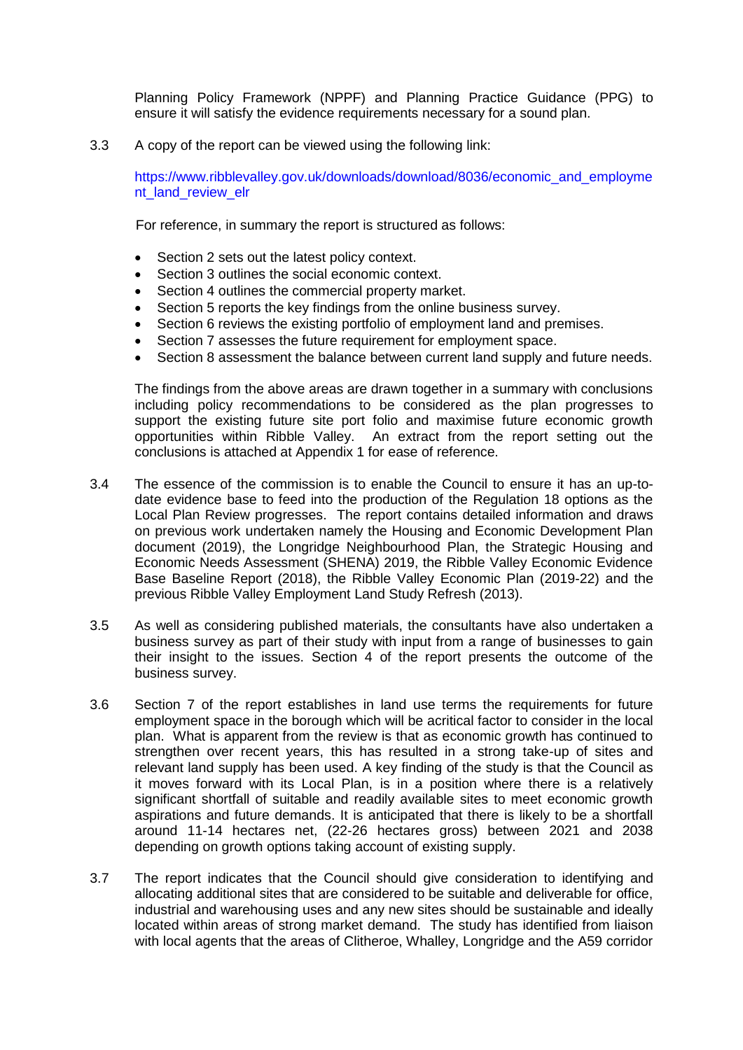Planning Policy Framework (NPPF) and Planning Practice Guidance (PPG) to ensure it will satisfy the evidence requirements necessary for a sound plan.

3.3 A copy of the report can be viewed using the following link:

https://www.ribblevalley.gov.uk/downloads/download/8036/economic_and_employment_land_review_elr

For reference, in summary the report is structured as follows:

- Section 2 sets out the latest policy context.
- Section 3 outlines the social economic context.
- Section 4 outlines the commercial property market.
- Section 5 reports the key findings from the online business survey.
- Section 6 reviews the existing portfolio of employment land and premises.
- Section 7 assesses the future requirement for employment space.
- Section 8 assessment the balance between current land supply and future needs.

The findings from the above areas are drawn together in a summary with conclusions including policy recommendations to be considered as the plan progresses to support the existing future site port folio and maximise future economic growth opportunities within Ribble Valley. An extract from the report setting out the conclusions is attached at Appendix 1 for ease of reference.

3.4 The essence of the commission is to enable the Council to ensure it has an up-to-date evidence base to feed into the production of the Regulation 18 options as the Local Plan Review progresses. The report contains detailed information and draws on previous work undertaken namely the Housing and Economic Development Plan document (2019), the Longridge Neighbourhood Plan, the Strategic Housing and Economic Needs Assessment (SHENA) 2019, the Ribble Valley Economic Evidence Base Baseline Report (2018), the Ribble Valley Economic Plan (2019-22) and the previous Ribble Valley Employment Land Study Refresh (2013).

3.5 As well as considering published materials, the consultants have also undertaken a business survey as part of their study with input from a range of businesses to gain their insight to the issues. Section 4 of the report presents the outcome of the business survey.

3.6 Section 7 of the report establishes in land use terms the requirements for future employment space in the borough which will be acritical factor to consider in the local plan. What is apparent from the review is that as economic growth has continued to strengthen over recent years, this has resulted in a strong take-up of sites and relevant land supply has been used. A key finding of the study is that the Council as it moves forward with its Local Plan, is in a position where there is a relatively significant shortfall of suitable and readily available sites to meet economic growth aspirations and future demands. It is anticipated that there is likely to be a shortfall around 11-14 hectares net, (22-26 hectares gross) between 2021 and 2038 depending on growth options taking account of existing supply.

3.7 The report indicates that the Council should give consideration to identifying and allocating additional sites that are considered to be suitable and deliverable for office, industrial and warehousing uses and any new sites should be sustainable and ideally located within areas of strong market demand. The study has identified from liaison with local agents that the areas of Clitheroe, Whalley, Longridge and the A59 corridor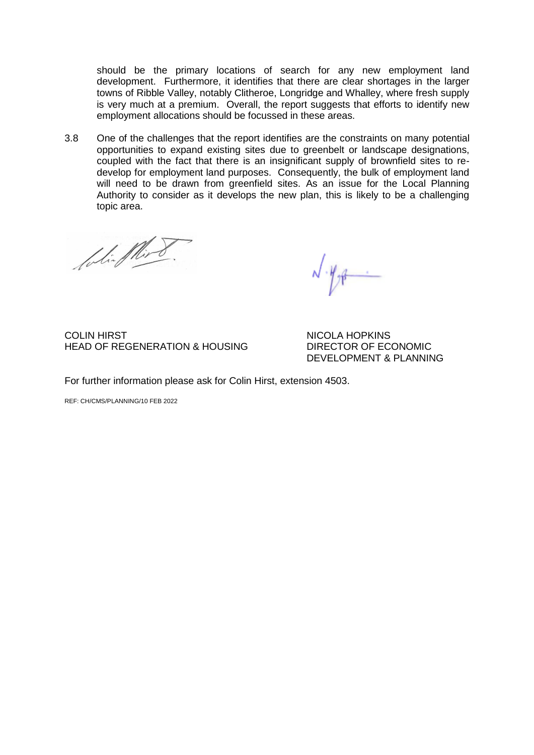should be the primary locations of search for any new employment land development. Furthermore, it identifies that there are clear shortages in the larger towns of Ribble Valley, notably Clitheroe, Longridge and Whalley, where fresh supply is very much at a premium. Overall, the report suggests that efforts to identify new employment allocations should be focussed in these areas.

3.8 One of the challenges that the report identifies are the constraints on many potential opportunities to expand existing sites due to greenbelt or landscape designations, coupled with the fact that there is an insignificant supply of brownfield sites to re-develop for employment land purposes. Consequently, the bulk of employment land will need to be drawn from greenfield sites. As an issue for the Local Planning Authority to consider as it develops the new plan, this is likely to be a challenging topic area.

COLIN HIRST
HEAD OF REGENERATION & HOUSING

NICOLA HOPKINS
DIRECTOR OF ECONOMIC DEVELOPMENT & PLANNING

For further information please ask for Colin Hirst, extension 4503.

REF: CH/CMS/PLANNING/10 FEB 2022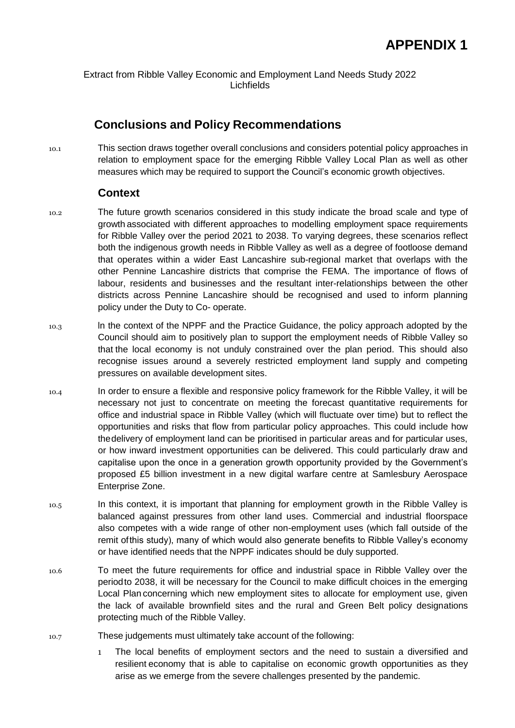# APPENDIX 1

Extract from Ribble Valley Economic and Employment Land Needs Study 2022
Lichfields

## Conclusions and Policy Recommendations

10.1 This section draws together overall conclusions and considers potential policy approaches in relation to employment space for the emerging Ribble Valley Local Plan as well as other measures which may be required to support the Council's economic growth objectives.

### Context

10.2 The future growth scenarios considered in this study indicate the broad scale and type of growth associated with different approaches to modelling employment space requirements for Ribble Valley over the period 2021 to 2038. To varying degrees, these scenarios reflect both the indigenous growth needs in Ribble Valley as well as a degree of footloose demand that operates within a wider East Lancashire sub-regional market that overlaps with the other Pennine Lancashire districts that comprise the FEMA. The importance of flows of labour, residents and businesses and the resultant inter-relationships between the other districts across Pennine Lancashire should be recognised and used to inform planning policy under the Duty to Co- operate.

10.3 In the context of the NPPF and the Practice Guidance, the policy approach adopted by the Council should aim to positively plan to support the employment needs of Ribble Valley so that the local economy is not unduly constrained over the plan period. This should also recognise issues around a severely restricted employment land supply and competing pressures on available development sites.

10.4 In order to ensure a flexible and responsive policy framework for the Ribble Valley, it will be necessary not just to concentrate on meeting the forecast quantitative requirements for office and industrial space in Ribble Valley (which will fluctuate over time) but to reflect the opportunities and risks that flow from particular policy approaches. This could include how the delivery of employment land can be prioritised in particular areas and for particular uses, or how inward investment opportunities can be delivered. This could particularly draw and capitalise upon the once in a generation growth opportunity provided by the Government's proposed £5 billion investment in a new digital warfare centre at Samlesbury Aerospace Enterprise Zone.

10.5 In this context, it is important that planning for employment growth in the Ribble Valley is balanced against pressures from other land uses. Commercial and industrial floorspace also competes with a wide range of other non-employment uses (which fall outside of the remit of this study), many of which would also generate benefits to Ribble Valley's economy or have identified needs that the NPPF indicates should be duly supported.

10.6 To meet the future requirements for office and industrial space in Ribble Valley over the period to 2038, it will be necessary for the Council to make difficult choices in the emerging Local Plan concerning which new employment sites to allocate for employment use, given the lack of available brownfield sites and the rural and Green Belt policy designations protecting much of the Ribble Valley.

10.7 These judgements must ultimately take account of the following:

1. The local benefits of employment sectors and the need to sustain a diversified and resilient economy that is able to capitalise on economic growth opportunities as they arise as we emerge from the severe challenges presented by the pandemic.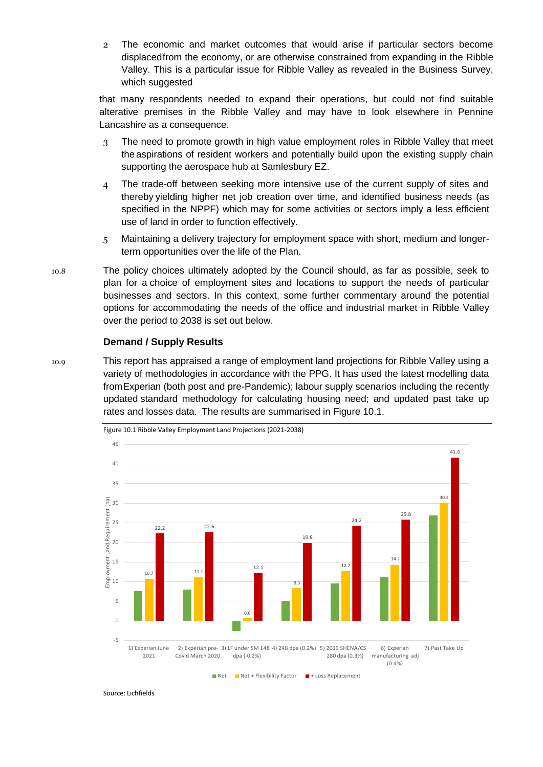2 The economic and market outcomes that would arise if particular sectors become displaced from the economy, or are otherwise constrained from expanding in the Ribble Valley. This is a particular issue for Ribble Valley as revealed in the Business Survey, which suggested

that many respondents needed to expand their operations, but could not find suitable alterative premises in the Ribble Valley and may have to look elsewhere in Pennine Lancashire as a consequence.

3 The need to promote growth in high value employment roles in Ribble Valley that meet the aspirations of resident workers and potentially build upon the existing supply chain supporting the aerospace hub at Samlesbury EZ.

4 The trade-off between seeking more intensive use of the current supply of sites and thereby yielding higher net job creation over time, and identified business needs (as specified in the NPPF) which may for some activities or sectors imply a less efficient use of land in order to function effectively.

5 Maintaining a delivery trajectory for employment space with short, medium and longer-term opportunities over the life of the Plan.

10.8 The policy choices ultimately adopted by the Council should, as far as possible, seek to plan for a choice of employment sites and locations to support the needs of particular businesses and sectors. In this context, some further commentary around the potential options for accommodating the needs of the office and industrial market in Ribble Valley over the period to 2038 is set out below.

### Demand / Supply Results

10.9 This report has appraised a range of employment land projections for Ribble Valley using a variety of methodologies in accordance with the PPG. It has used the latest modelling data from Experian (both post and pre-Pandemic); labour supply scenarios including the recently updated standard methodology for calculating housing need; and updated past take up rates and losses data. The results are summarised in Figure 10.1.

Figure 10.1 Ribble Valley Employment Land Projections (2021-2038)

| Scenario | Net + Flexibility Factor (ha) | + Loss Replacement (ha) |
|---|---|---|
| 1) Experian June 2021 | 10.7 | 22.2 |
| 2) Experian pre-Covid March 2020 | 11.1 | 22.6 |
| 3) LF under SM 148 dpa (-0.2%) | 0.6 | 12.1 |
| 4) 248 dpa (0.2%) | 8.3 | 19.8 |
| 5) 2019 SHENA/CS 280 dpa (0.3%) | 12.7 | 24.2 |
| 6) Experian manufacturing adj (0.4%) | 14.2 | 25.8 |
| 7) Past Take Up | 30.1 | 41.6 |

Source: Lichfields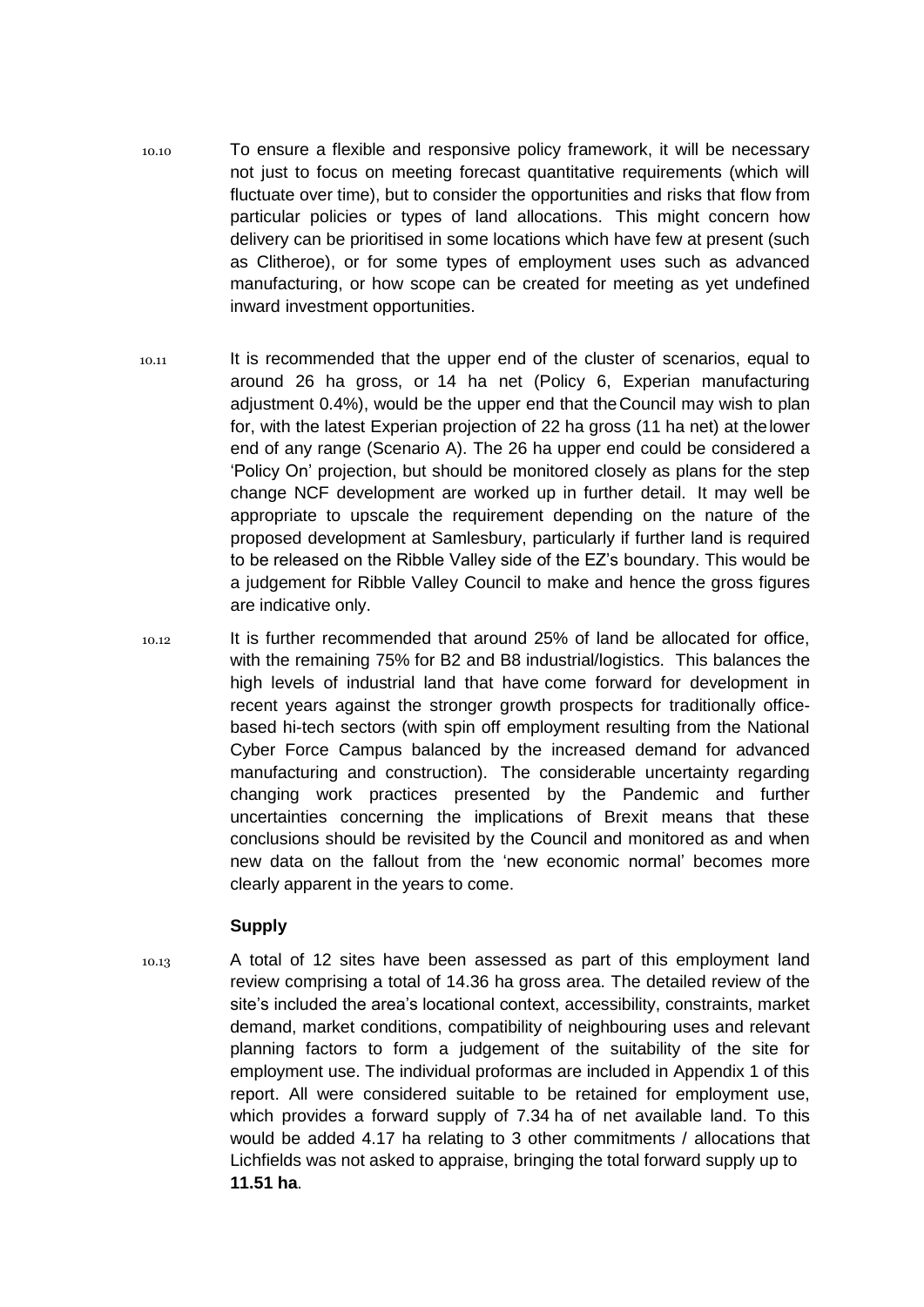10.10 To ensure a flexible and responsive policy framework, it will be necessary not just to focus on meeting forecast quantitative requirements (which will fluctuate over time), but to consider the opportunities and risks that flow from particular policies or types of land allocations. This might concern how delivery can be prioritised in some locations which have few at present (such as Clitheroe), or for some types of employment uses such as advanced manufacturing, or how scope can be created for meeting as yet undefined inward investment opportunities.

10.11 It is recommended that the upper end of the cluster of scenarios, equal to around 26 ha gross, or 14 ha net (Policy 6, Experian manufacturing adjustment 0.4%), would be the upper end that the Council may wish to plan for, with the latest Experian projection of 22 ha gross (11 ha net) at the lower end of any range (Scenario A). The 26 ha upper end could be considered a 'Policy On' projection, but should be monitored closely as plans for the step change NCF development are worked up in further detail. It may well be appropriate to upscale the requirement depending on the nature of the proposed development at Samlesbury, particularly if further land is required to be released on the Ribble Valley side of the EZ's boundary. This would be a judgement for Ribble Valley Council to make and hence the gross figures are indicative only.

10.12 It is further recommended that around 25% of land be allocated for office, with the remaining 75% for B2 and B8 industrial/logistics. This balances the high levels of industrial land that have come forward for development in recent years against the stronger growth prospects for traditionally office-based hi-tech sectors (with spin off employment resulting from the National Cyber Force Campus balanced by the increased demand for advanced manufacturing and construction). The considerable uncertainty regarding changing work practices presented by the Pandemic and further uncertainties concerning the implications of Brexit means that these conclusions should be revisited by the Council and monitored as and when new data on the fallout from the 'new economic normal' becomes more clearly apparent in the years to come.

### Supply

10.13 A total of 12 sites have been assessed as part of this employment land review comprising a total of 14.36 ha gross area. The detailed review of the site's included the area's locational context, accessibility, constraints, market demand, market conditions, compatibility of neighbouring uses and relevant planning factors to form a judgement of the suitability of the site for employment use. The individual proformas are included in Appendix 1 of this report. All were considered suitable to be retained for employment use, which provides a forward supply of 7.34 ha of net available land. To this would be added 4.17 ha relating to 3 other commitments / allocations that Lichfields was not asked to appraise, bringing the total forward supply up to **11.51 ha**.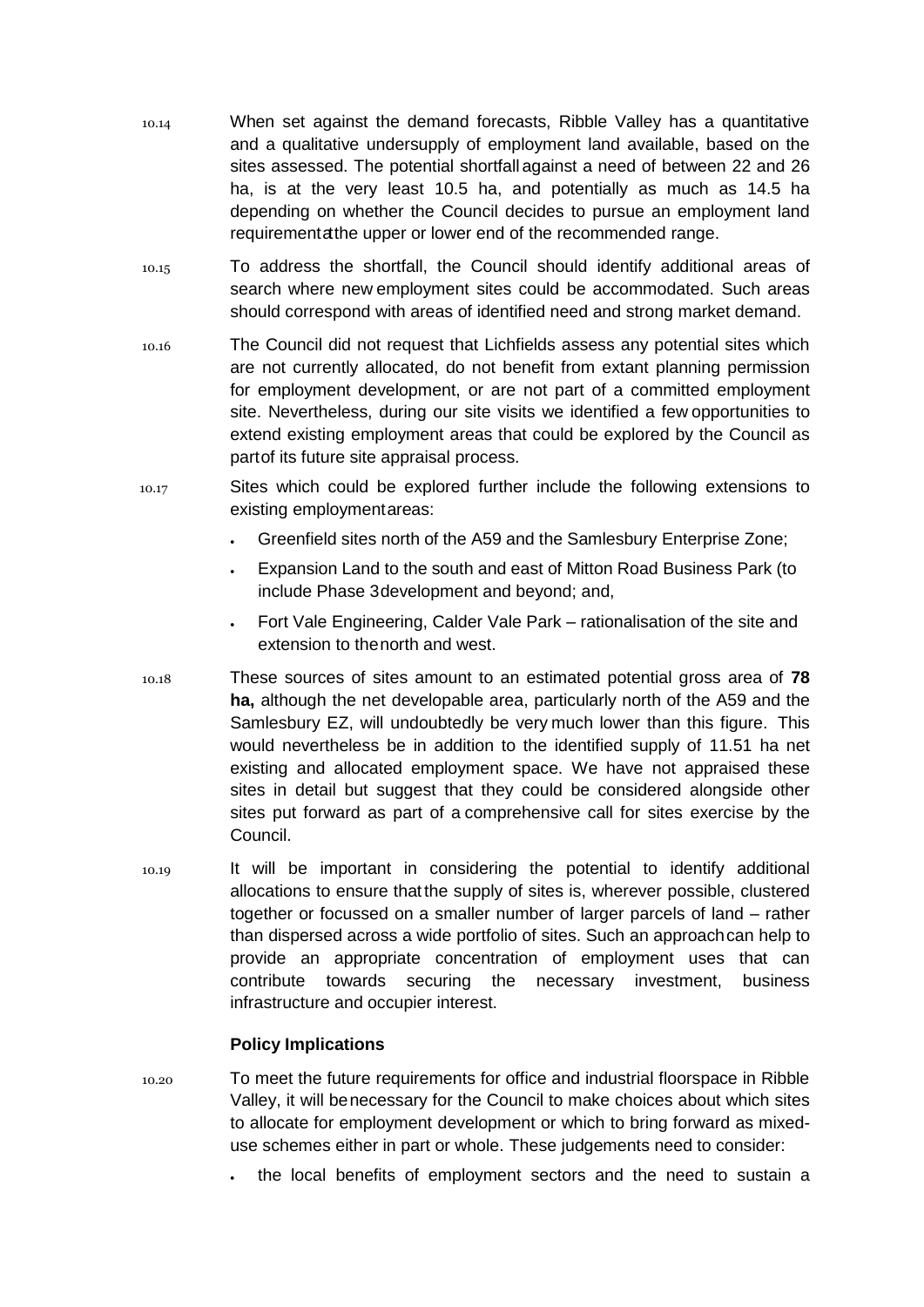10.14 When set against the demand forecasts, Ribble Valley has a quantitative and a qualitative undersupply of employment land available, based on the sites assessed. The potential shortfall against a need of between 22 and 26 ha, is at the very least 10.5 ha, and potentially as much as 14.5 ha depending on whether the Council decides to pursue an employment land requirement at the upper or lower end of the recommended range.

10.15 To address the shortfall, the Council should identify additional areas of search where new employment sites could be accommodated. Such areas should correspond with areas of identified need and strong market demand.

10.16 The Council did not request that Lichfields assess any potential sites which are not currently allocated, do not benefit from extant planning permission for employment development, or are not part of a committed employment site. Nevertheless, during our site visits we identified a few opportunities to extend existing employment areas that could be explored by the Council as part of its future site appraisal process.

10.17 Sites which could be explored further include the following extensions to existing employment areas:

- Greenfield sites north of the A59 and the Samlesbury Enterprise Zone;
- Expansion Land to the south and east of Mitton Road Business Park (to include Phase 3 development and beyond; and,
- Fort Vale Engineering, Calder Vale Park – rationalisation of the site and extension to the north and west.

10.18 These sources of sites amount to an estimated potential gross area of **78 ha,** although the net developable area, particularly north of the A59 and the Samlesbury EZ, will undoubtedly be very much lower than this figure. This would nevertheless be in addition to the identified supply of 11.51 ha net existing and allocated employment space. We have not appraised these sites in detail but suggest that they could be considered alongside other sites put forward as part of a comprehensive call for sites exercise by the Council.

10.19 It will be important in considering the potential to identify additional allocations to ensure that the supply of sites is, wherever possible, clustered together or focussed on a smaller number of larger parcels of land – rather than dispersed across a wide portfolio of sites. Such an approach can help to provide an appropriate concentration of employment uses that can contribute towards securing the necessary investment, business infrastructure and occupier interest.

### Policy Implications

10.20 To meet the future requirements for office and industrial floorspace in Ribble Valley, it will be necessary for the Council to make choices about which sites to allocate for employment development or which to bring forward as mixed-use schemes either in part or whole. These judgements need to consider:

- the local benefits of employment sectors and the need to sustain a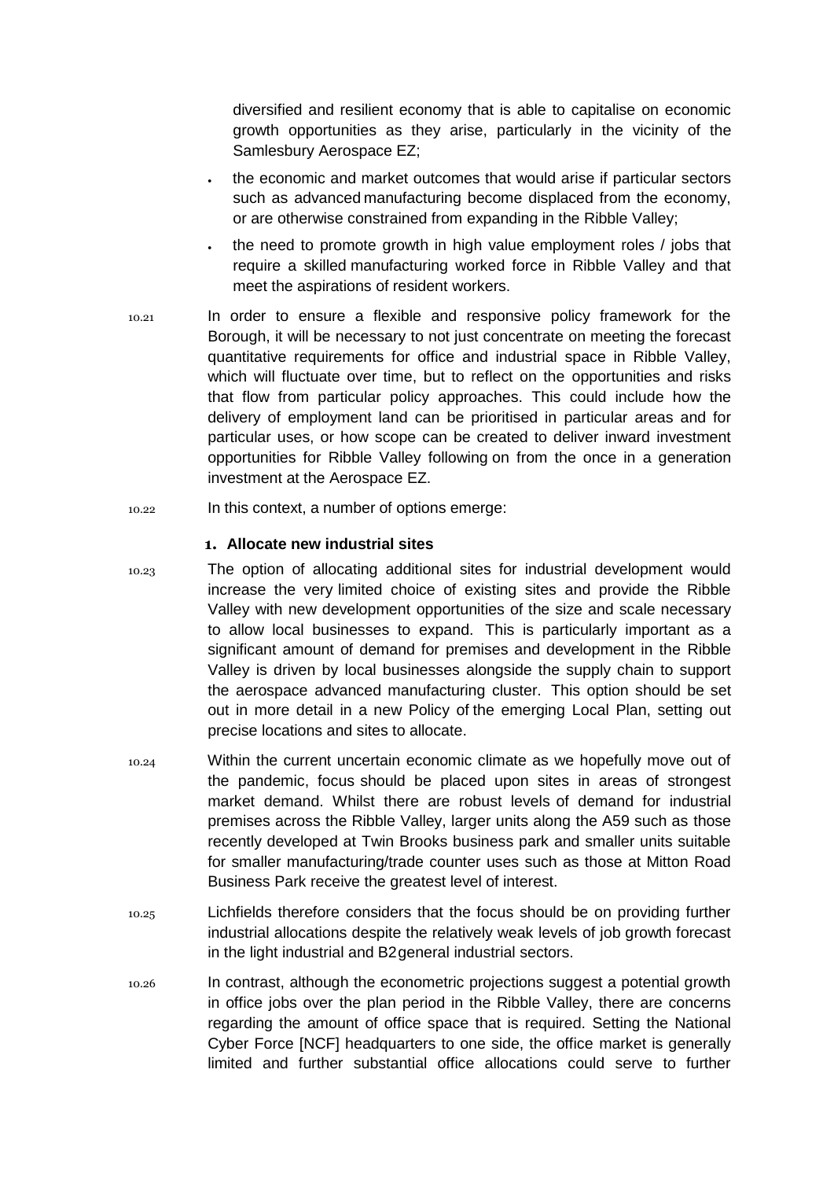diversified and resilient economy that is able to capitalise on economic growth opportunities as they arise, particularly in the vicinity of the Samlesbury Aerospace EZ;

- the economic and market outcomes that would arise if particular sectors such as advanced manufacturing become displaced from the economy, or are otherwise constrained from expanding in the Ribble Valley;
- the need to promote growth in high value employment roles / jobs that require a skilled manufacturing worked force in Ribble Valley and that meet the aspirations of resident workers.

10.21 In order to ensure a flexible and responsive policy framework for the Borough, it will be necessary to not just concentrate on meeting the forecast quantitative requirements for office and industrial space in Ribble Valley, which will fluctuate over time, but to reflect on the opportunities and risks that flow from particular policy approaches. This could include how the delivery of employment land can be prioritised in particular areas and for particular uses, or how scope can be created to deliver inward investment opportunities for Ribble Valley following on from the once in a generation investment at the Aerospace EZ.

10.22 In this context, a number of options emerge:

**1. Allocate new industrial sites**

10.23 The option of allocating additional sites for industrial development would increase the very limited choice of existing sites and provide the Ribble Valley with new development opportunities of the size and scale necessary to allow local businesses to expand. This is particularly important as a significant amount of demand for premises and development in the Ribble Valley is driven by local businesses alongside the supply chain to support the aerospace advanced manufacturing cluster. This option should be set out in more detail in a new Policy of the emerging Local Plan, setting out precise locations and sites to allocate.

10.24 Within the current uncertain economic climate as we hopefully move out of the pandemic, focus should be placed upon sites in areas of strongest market demand. Whilst there are robust levels of demand for industrial premises across the Ribble Valley, larger units along the A59 such as those recently developed at Twin Brooks business park and smaller units suitable for smaller manufacturing/trade counter uses such as those at Mitton Road Business Park receive the greatest level of interest.

10.25 Lichfields therefore considers that the focus should be on providing further industrial allocations despite the relatively weak levels of job growth forecast in the light industrial and B2 general industrial sectors.

10.26 In contrast, although the econometric projections suggest a potential growth in office jobs over the plan period in the Ribble Valley, there are concerns regarding the amount of office space that is required. Setting the National Cyber Force [NCF] headquarters to one side, the office market is generally limited and further substantial office allocations could serve to further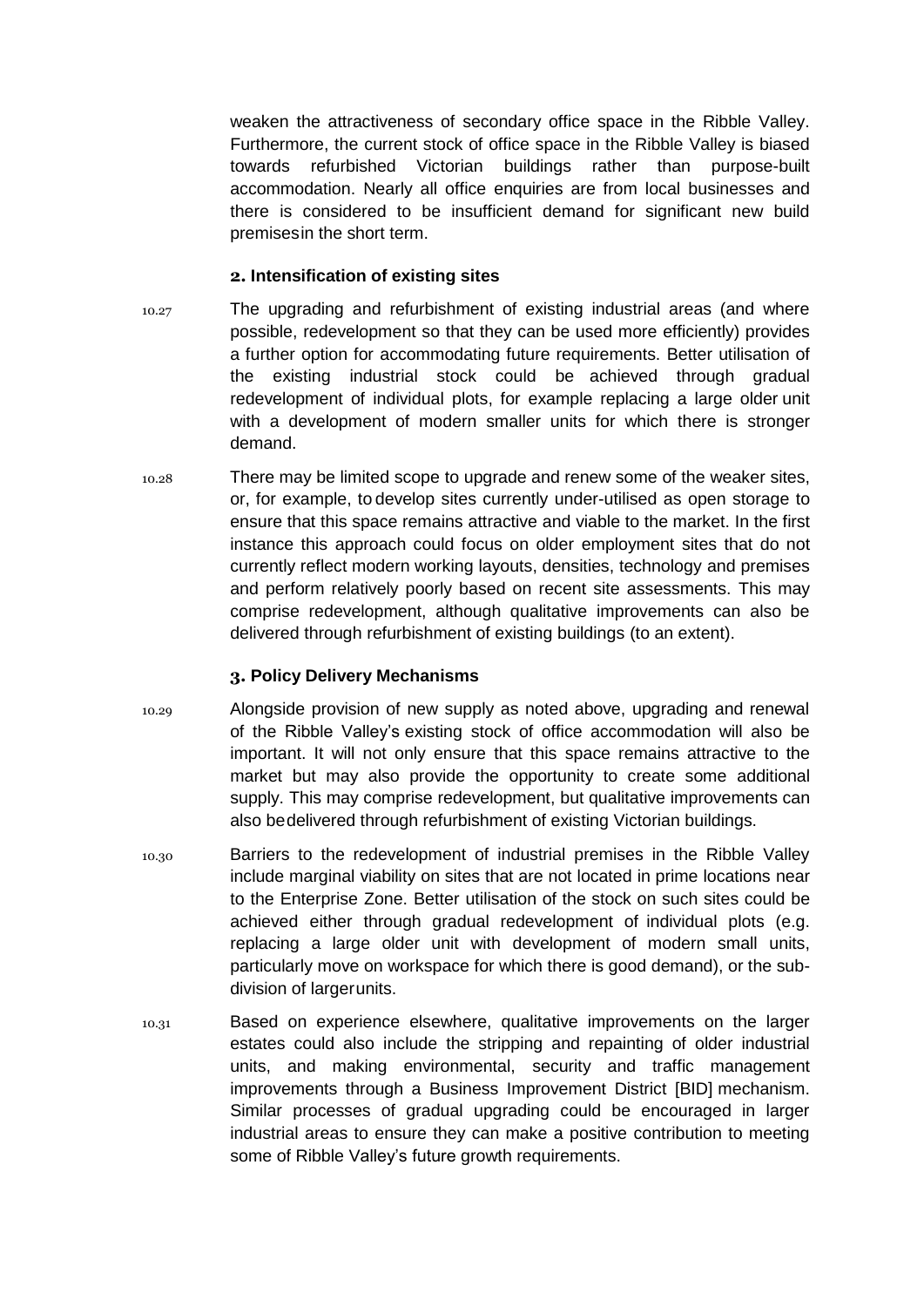weaken the attractiveness of secondary office space in the Ribble Valley. Furthermore, the current stock of office space in the Ribble Valley is biased towards refurbished Victorian buildings rather than purpose-built accommodation. Nearly all office enquiries are from local businesses and there is considered to be insufficient demand for significant new build premises in the short term.

### 2. Intensification of existing sites

10.27 The upgrading and refurbishment of existing industrial areas (and where possible, redevelopment so that they can be used more efficiently) provides a further option for accommodating future requirements. Better utilisation of the existing industrial stock could be achieved through gradual redevelopment of individual plots, for example replacing a large older unit with a development of modern smaller units for which there is stronger demand.

10.28 There may be limited scope to upgrade and renew some of the weaker sites, or, for example, to develop sites currently under-utilised as open storage to ensure that this space remains attractive and viable to the market. In the first instance this approach could focus on older employment sites that do not currently reflect modern working layouts, densities, technology and premises and perform relatively poorly based on recent site assessments. This may comprise redevelopment, although qualitative improvements can also be delivered through refurbishment of existing buildings (to an extent).

### 3. Policy Delivery Mechanisms

10.29 Alongside provision of new supply as noted above, upgrading and renewal of the Ribble Valley's existing stock of office accommodation will also be important. It will not only ensure that this space remains attractive to the market but may also provide the opportunity to create some additional supply. This may comprise redevelopment, but qualitative improvements can also be delivered through refurbishment of existing Victorian buildings.

10.30 Barriers to the redevelopment of industrial premises in the Ribble Valley include marginal viability on sites that are not located in prime locations near to the Enterprise Zone. Better utilisation of the stock on such sites could be achieved either through gradual redevelopment of individual plots (e.g. replacing a large older unit with development of modern small units, particularly move on workspace for which there is good demand), or the sub-division of larger units.

10.31 Based on experience elsewhere, qualitative improvements on the larger estates could also include the stripping and repainting of older industrial units, and making environmental, security and traffic management improvements through a Business Improvement District [BID] mechanism. Similar processes of gradual upgrading could be encouraged in larger industrial areas to ensure they can make a positive contribution to meeting some of Ribble Valley's future growth requirements.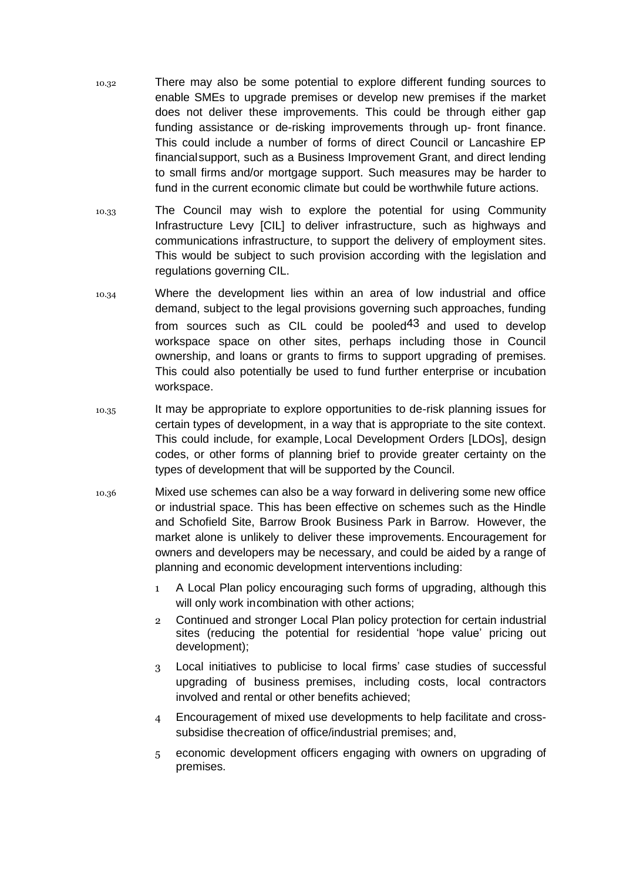10.32 There may also be some potential to explore different funding sources to enable SMEs to upgrade premises or develop new premises if the market does not deliver these improvements. This could be through either gap funding assistance or de-risking improvements through up- front finance. This could include a number of forms of direct Council or Lancashire EP financial support, such as a Business Improvement Grant, and direct lending to small firms and/or mortgage support. Such measures may be harder to fund in the current economic climate but could be worthwhile future actions.

10.33 The Council may wish to explore the potential for using Community Infrastructure Levy [CIL] to deliver infrastructure, such as highways and communications infrastructure, to support the delivery of employment sites. This would be subject to such provision according with the legislation and regulations governing CIL.

10.34 Where the development lies within an area of low industrial and office demand, subject to the legal provisions governing such approaches, funding from sources such as CIL could be pooled[43] and used to develop workspace space on other sites, perhaps including those in Council ownership, and loans or grants to firms to support upgrading of premises. This could also potentially be used to fund further enterprise or incubation workspace.

10.35 It may be appropriate to explore opportunities to de-risk planning issues for certain types of development, in a way that is appropriate to the site context. This could include, for example, Local Development Orders [LDOs], design codes, or other forms of planning brief to provide greater certainty on the types of development that will be supported by the Council.

10.36 Mixed use schemes can also be a way forward in delivering some new office or industrial space. This has been effective on schemes such as the Hindle and Schofield Site, Barrow Brook Business Park in Barrow. However, the market alone is unlikely to deliver these improvements. Encouragement for owners and developers may be necessary, and could be aided by a range of planning and economic development interventions including:

1. A Local Plan policy encouraging such forms of upgrading, although this will only work in combination with other actions;
2. Continued and stronger Local Plan policy protection for certain industrial sites (reducing the potential for residential 'hope value' pricing out development);
3. Local initiatives to publicise to local firms' case studies of successful upgrading of business premises, including costs, local contractors involved and rental or other benefits achieved;
4. Encouragement of mixed use developments to help facilitate and cross-subsidise the creation of office/industrial premises; and,
5. economic development officers engaging with owners on upgrading of premises.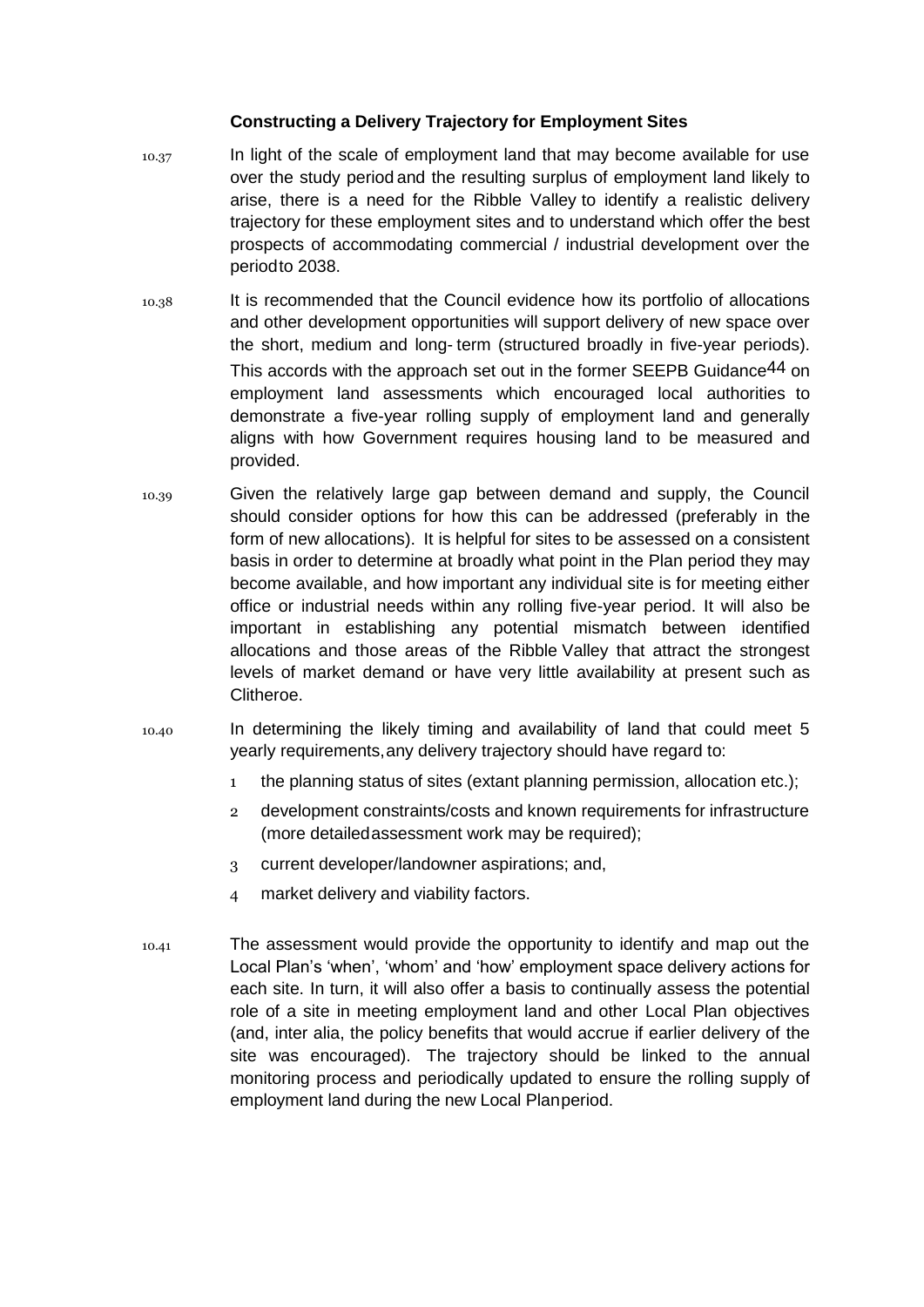### Constructing a Delivery Trajectory for Employment Sites

10.37 In light of the scale of employment land that may become available for use over the study period and the resulting surplus of employment land likely to arise, there is a need for the Ribble Valley to identify a realistic delivery trajectory for these employment sites and to understand which offer the best prospects of accommodating commercial / industrial development over the period to 2038.

10.38 It is recommended that the Council evidence how its portfolio of allocations and other development opportunities will support delivery of new space over the short, medium and long- term (structured broadly in five-year periods). This accords with the approach set out in the former SEEPB Guidance[44] on employment land assessments which encouraged local authorities to demonstrate a five-year rolling supply of employment land and generally aligns with how Government requires housing land to be measured and provided.

10.39 Given the relatively large gap between demand and supply, the Council should consider options for how this can be addressed (preferably in the form of new allocations). It is helpful for sites to be assessed on a consistent basis in order to determine at broadly what point in the Plan period they may become available, and how important any individual site is for meeting either office or industrial needs within any rolling five-year period. It will also be important in establishing any potential mismatch between identified allocations and those areas of the Ribble Valley that attract the strongest levels of market demand or have very little availability at present such as Clitheroe.

10.40 In determining the likely timing and availability of land that could meet 5 yearly requirements, any delivery trajectory should have regard to:

1. the planning status of sites (extant planning permission, allocation etc.);
2. development constraints/costs and known requirements for infrastructure (more detailed assessment work may be required);
3. current developer/landowner aspirations; and,
4. market delivery and viability factors.

10.41 The assessment would provide the opportunity to identify and map out the Local Plan's 'when', 'whom' and 'how' employment space delivery actions for each site. In turn, it will also offer a basis to continually assess the potential role of a site in meeting employment land and other Local Plan objectives (and, inter alia, the policy benefits that would accrue if earlier delivery of the site was encouraged). The trajectory should be linked to the annual monitoring process and periodically updated to ensure the rolling supply of employment land during the new Local Plan period.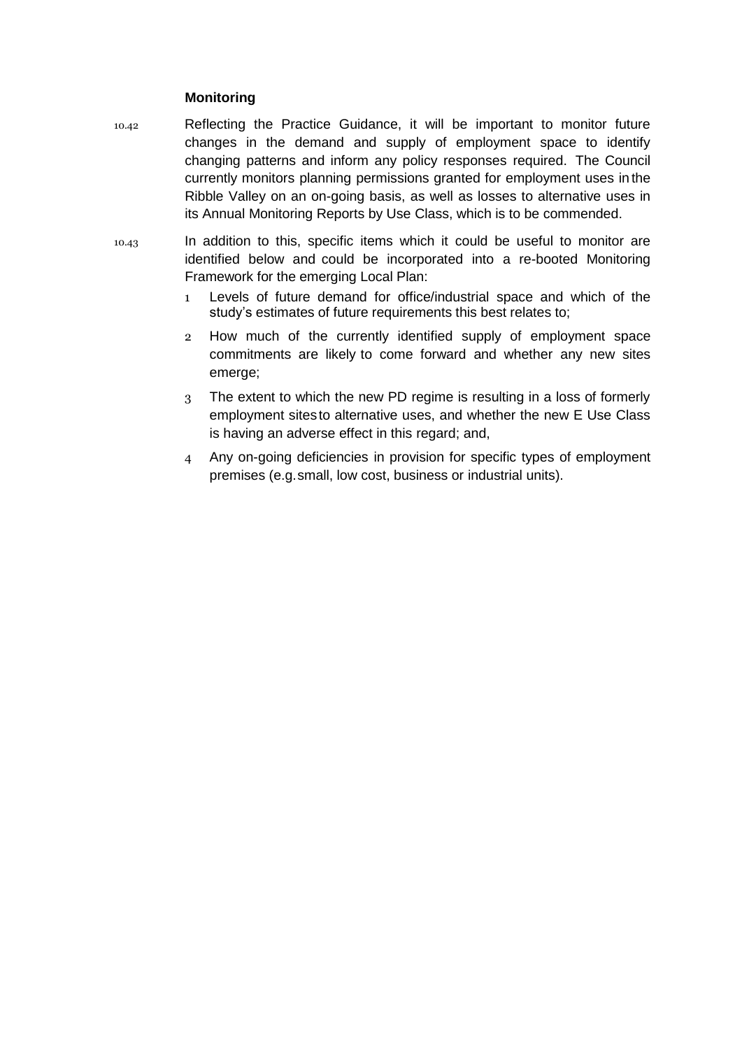**Monitoring**

10.42 Reflecting the Practice Guidance, it will be important to monitor future changes in the demand and supply of employment space to identify changing patterns and inform any policy responses required. The Council currently monitors planning permissions granted for employment uses in the Ribble Valley on an on-going basis, as well as losses to alternative uses in its Annual Monitoring Reports by Use Class, which is to be commended.

10.43 In addition to this, specific items which it could be useful to monitor are identified below and could be incorporated into a re-booted Monitoring Framework for the emerging Local Plan:

1. Levels of future demand for office/industrial space and which of the study's estimates of future requirements this best relates to;
2. How much of the currently identified supply of employment space commitments are likely to come forward and whether any new sites emerge;
3. The extent to which the new PD regime is resulting in a loss of formerly employment sites to alternative uses, and whether the new E Use Class is having an adverse effect in this regard; and,
4. Any on-going deficiencies in provision for specific types of employment premises (e.g. small, low cost, business or industrial units).